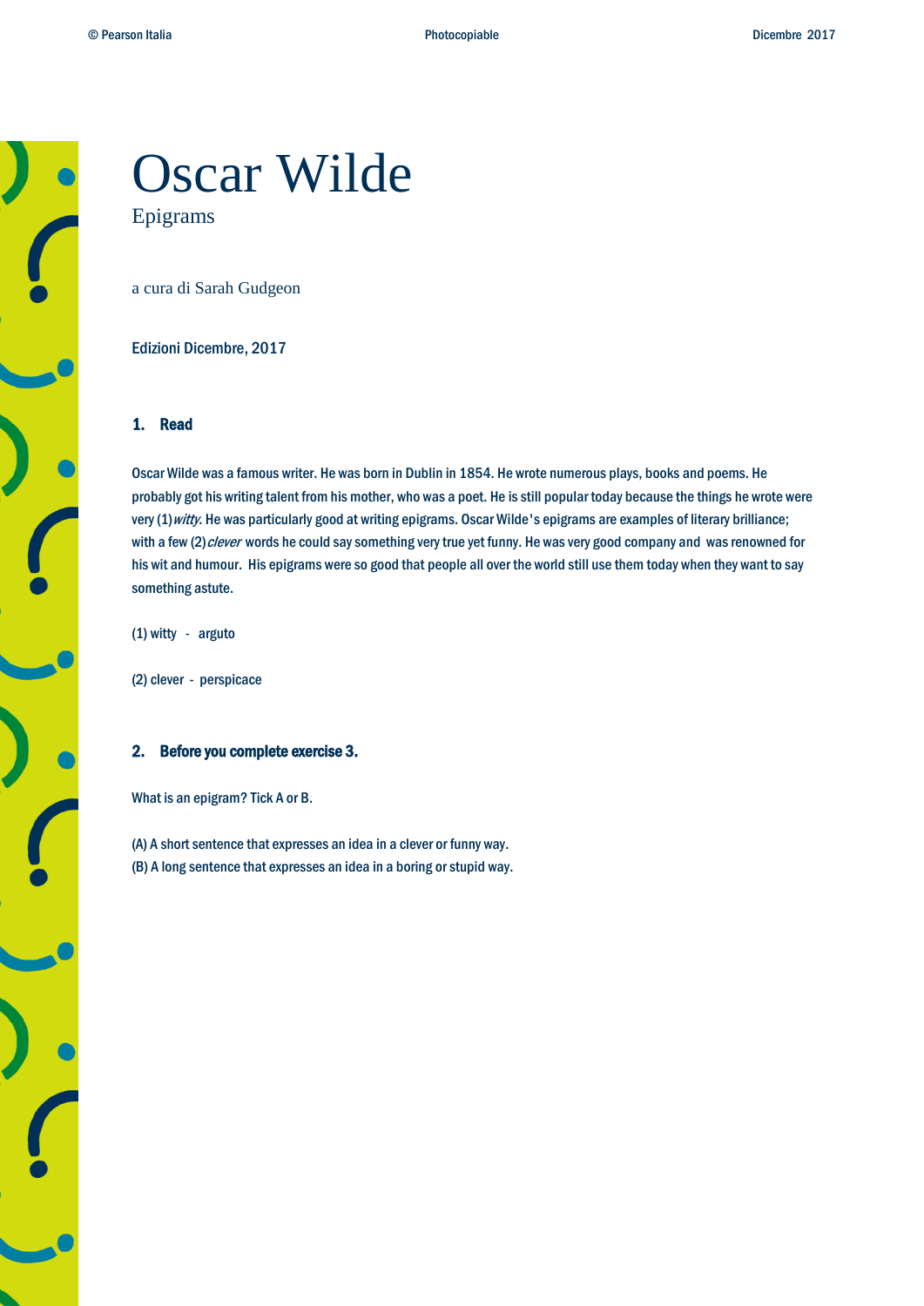# Oscar Wilde

Epigrams

a cura di Sarah Gudgeon

Edizioni Dicembre, 2017

## 1. Read

Oscar Wilde was a famous writer. He was born in Dublin in 1854. He wrote numerous plays, books and poems. He probably got his writing talent from his mother, who was a poet. He is still popular today because the things he wrote were very (1)*witty*. He was particularly good at writing epigrams. Oscar Wilde's epigrams are examples of literary brilliance; with a few (2)*clever* words he could say something very true yet funny. He was very good company and was renowned for his wit and humour. His epigrams were so good that people all over the world still use them today when they want to say something astute.

(1) witty - arguto

(2) clever - perspicace

## 2. Before you complete exercise 3.

What is an epigram? Tick A or B.

(A) A short sentence that expresses an idea in a clever or funny way.
(B) A long sentence that expresses an idea in a boring or stupid way.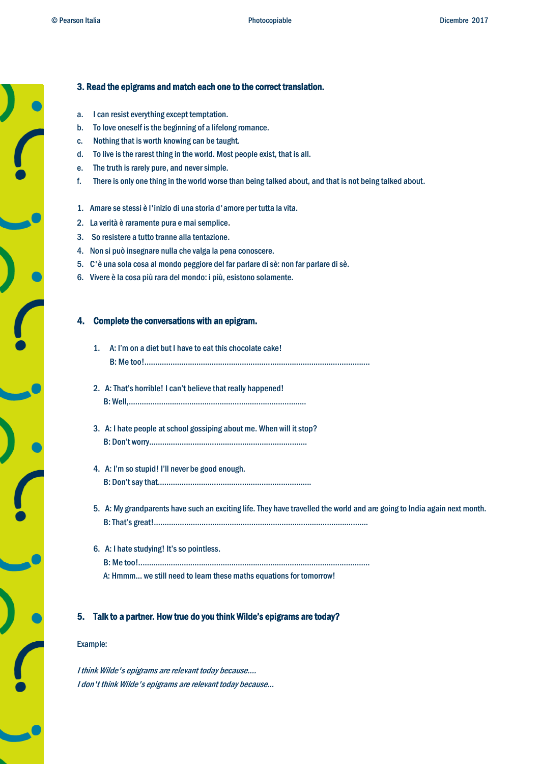### 3. Read the epigrams and match each one to the correct translation.

a. I can resist everything except temptation.
b. To love oneself is the beginning of a lifelong romance.
c. Nothing that is worth knowing can be taught.
d. To live is the rarest thing in the world. Most people exist, that is all.
e. The truth is rarely pure, and never simple.
f. There is only one thing in the world worse than being talked about, and that is not being talked about.

1. Amare se stessi è l'inizio di una storia d'amore per tutta la vita.
2. La verità è raramente pura e mai semplice.
3. So resistere a tutto tranne alla tentazione.
4. Non si può insegnare nulla che valga la pena conoscere.
5. C'è una sola cosa al mondo peggiore del far parlare di sè: non far parlare di sè.
6. Vivere è la cosa più rara del mondo: i più, esistono solamente.

### 4. Complete the conversations with an epigram.

1. A: I'm on a diet but I have to eat this chocolate cake!
   B: Me too!........................................................................................................

2. A: That's horrible! I can't believe that really happened!
   B: Well,..................................................................................

3. A: I hate people at school gossiping about me. When will it stop?
   B: Don't worry.........................................................................

4. A: I'm so stupid! I'll never be good enough.
   B: Don't say that.......................................................................

5. A: My grandparents have such an exciting life. They have travelled the world and are going to India again next month.
   B: That's great!..................................................................................................

6. A: I hate studying! It's so pointless.
   B: Me too!...........................................................................................................
   A: Hmmm... we still need to learn these maths equations for tomorrow!

### 5. Talk to a partner. How true do you think Wilde's epigrams are today?

Example:

*I think Wilde's epigrams are relevant today because....*
*I don't think Wilde's epigrams are relevant today because...*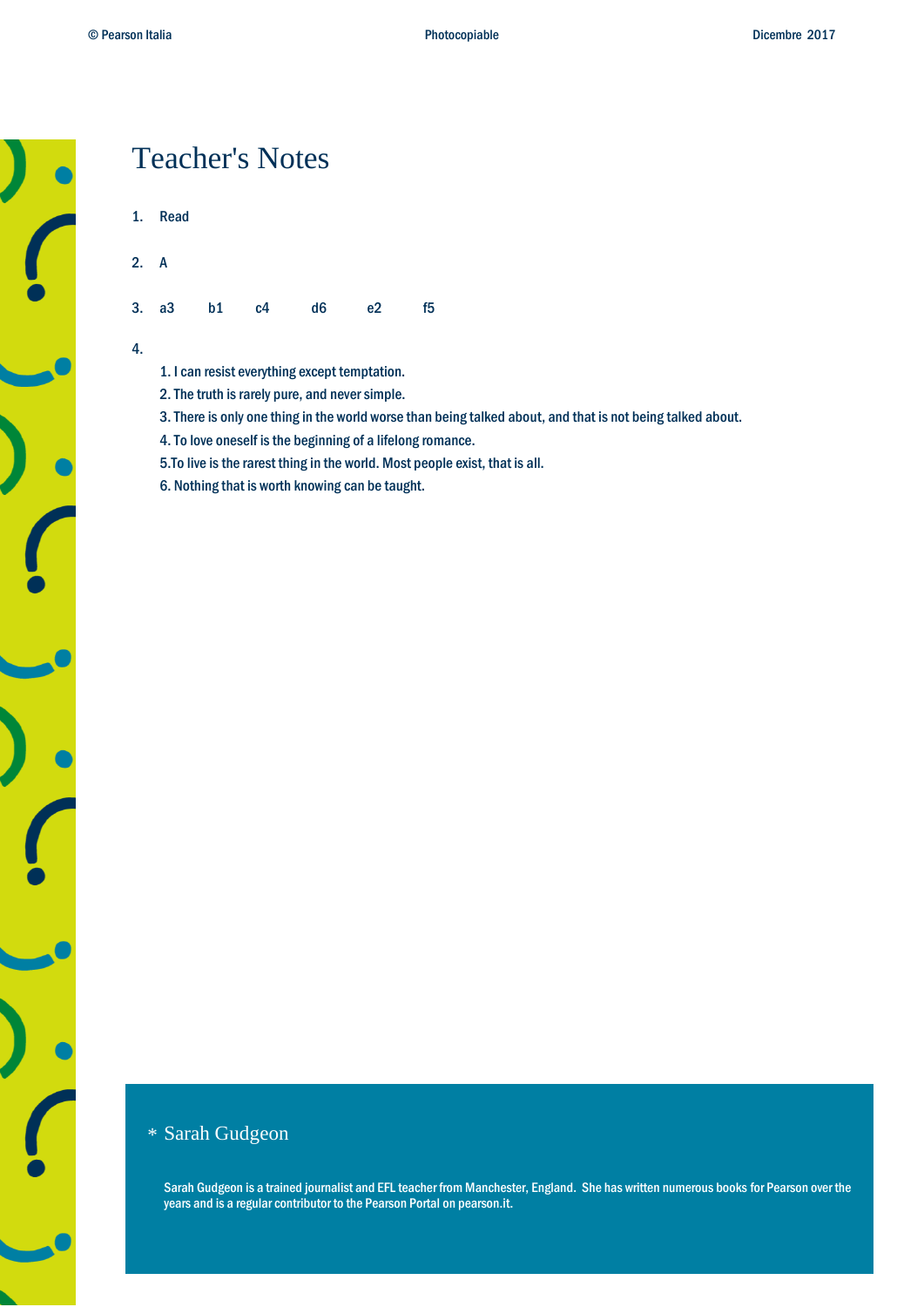# Teacher's Notes

1. Read

2. A

3. a3 b1 c4 d6 e2 f5

4.

   1. I can resist everything except temptation.
   2. The truth is rarely pure, and never simple.
   3. There is only one thing in the world worse than being talked about, and that is not being talked about.
   4. To love oneself is the beginning of a lifelong romance.
   5. To live is the rarest thing in the world. Most people exist, that is all.
   6. Nothing that is worth knowing can be taught.

## * Sarah Gudgeon

Sarah Gudgeon is a trained journalist and EFL teacher from Manchester, England. She has written numerous books for Pearson over the years and is a regular contributor to the Pearson Portal on pearson.it.